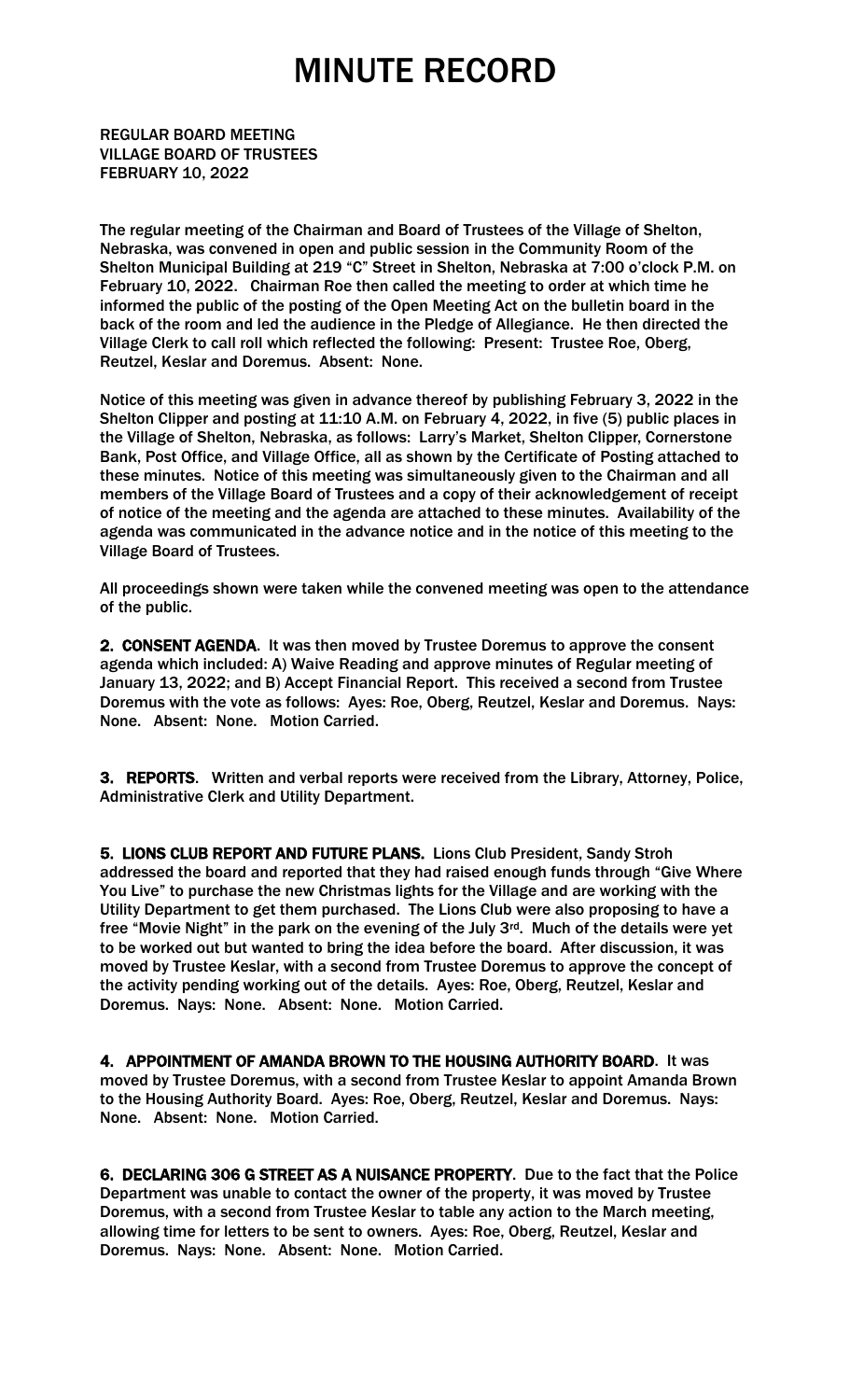# MINUTE RECORD

REGULAR BOARD MEETING
VILLAGE BOARD OF TRUSTEES
FEBRUARY 10, 2022

The regular meeting of the Chairman and Board of Trustees of the Village of Shelton, Nebraska, was convened in open and public session in the Community Room of the Shelton Municipal Building at 219 "C" Street in Shelton, Nebraska at 7:00 o'clock P.M. on February 10, 2022. Chairman Roe then called the meeting to order at which time he informed the public of the posting of the Open Meeting Act on the bulletin board in the back of the room and led the audience in the Pledge of Allegiance. He then directed the Village Clerk to call roll which reflected the following: Present: Trustee Roe, Oberg, Reutzel, Keslar and Doremus. Absent: None.

Notice of this meeting was given in advance thereof by publishing February 3, 2022 in the Shelton Clipper and posting at 11:10 A.M. on February 4, 2022, in five (5) public places in the Village of Shelton, Nebraska, as follows: Larry's Market, Shelton Clipper, Cornerstone Bank, Post Office, and Village Office, all as shown by the Certificate of Posting attached to these minutes. Notice of this meeting was simultaneously given to the Chairman and all members of the Village Board of Trustees and a copy of their acknowledgement of receipt of notice of the meeting and the agenda are attached to these minutes. Availability of the agenda was communicated in the advance notice and in the notice of this meeting to the Village Board of Trustees.

All proceedings shown were taken while the convened meeting was open to the attendance of the public.

**2. CONSENT AGENDA**. It was then moved by Trustee Doremus to approve the consent agenda which included: A) Waive Reading and approve minutes of Regular meeting of January 13, 2022; and B) Accept Financial Report. This received a second from Trustee Doremus with the vote as follows: Ayes: Roe, Oberg, Reutzel, Keslar and Doremus. Nays: None. Absent: None. Motion Carried.

**3. REPORTS**. Written and verbal reports were received from the Library, Attorney, Police, Administrative Clerk and Utility Department.

**5. LIONS CLUB REPORT AND FUTURE PLANS.** Lions Club President, Sandy Stroh addressed the board and reported that they had raised enough funds through "Give Where You Live" to purchase the new Christmas lights for the Village and are working with the Utility Department to get them purchased. The Lions Club were also proposing to have a free "Movie Night" in the park on the evening of the July 3rd. Much of the details were yet to be worked out but wanted to bring the idea before the board. After discussion, it was moved by Trustee Keslar, with a second from Trustee Doremus to approve the concept of the activity pending working out of the details. Ayes: Roe, Oberg, Reutzel, Keslar and Doremus. Nays: None. Absent: None. Motion Carried.

**4. APPOINTMENT OF AMANDA BROWN TO THE HOUSING AUTHORITY BOARD**. It was moved by Trustee Doremus, with a second from Trustee Keslar to appoint Amanda Brown to the Housing Authority Board. Ayes: Roe, Oberg, Reutzel, Keslar and Doremus. Nays: None. Absent: None. Motion Carried.

**6. DECLARING 306 G STREET AS A NUISANCE PROPERTY**. Due to the fact that the Police Department was unable to contact the owner of the property, it was moved by Trustee Doremus, with a second from Trustee Keslar to table any action to the March meeting, allowing time for letters to be sent to owners. Ayes: Roe, Oberg, Reutzel, Keslar and Doremus. Nays: None. Absent: None. Motion Carried.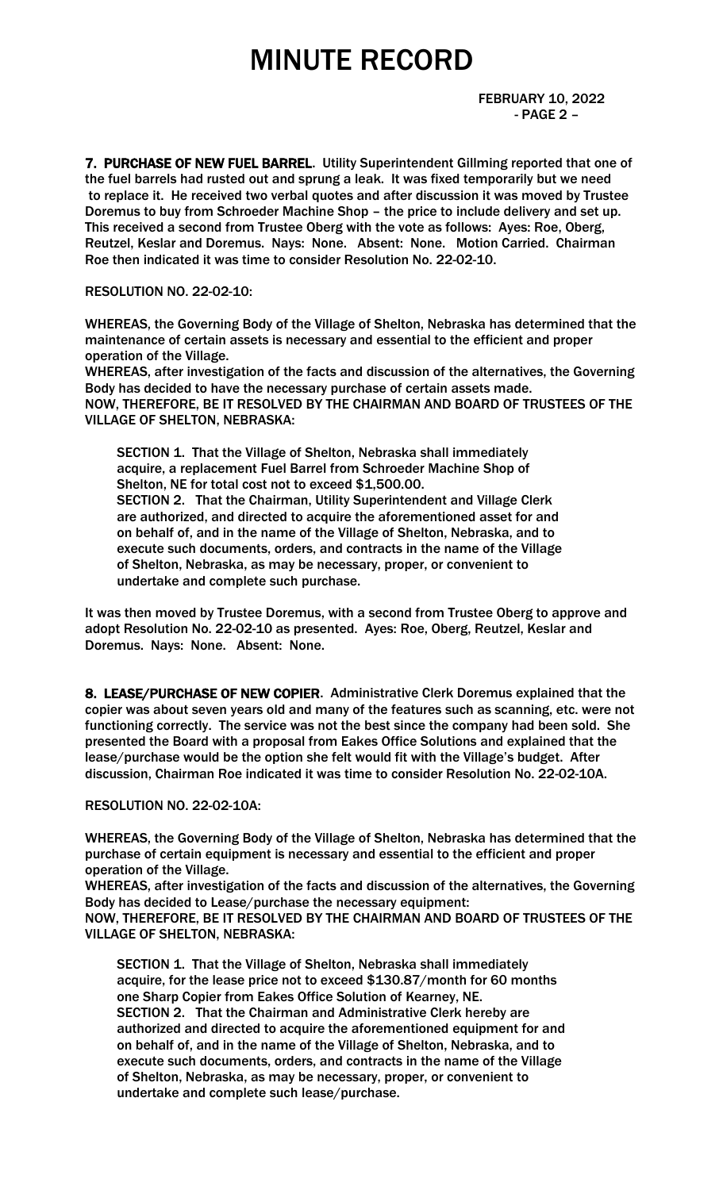**7. PURCHASE OF NEW FUEL BARREL**. Utility Superintendent Gillming reported that one of the fuel barrels had rusted out and sprung a leak. It was fixed temporarily but we need to replace it. He received two verbal quotes and after discussion it was moved by Trustee Doremus to buy from Schroeder Machine Shop – the price to include delivery and set up. This received a second from Trustee Oberg with the vote as follows: Ayes: Roe, Oberg, Reutzel, Keslar and Doremus. Nays: None. Absent: None. Motion Carried. Chairman Roe then indicated it was time to consider Resolution No. 22-02-10.

RESOLUTION NO. 22-02-10:

WHEREAS, the Governing Body of the Village of Shelton, Nebraska has determined that the maintenance of certain assets is necessary and essential to the efficient and proper operation of the Village.

WHEREAS, after investigation of the facts and discussion of the alternatives, the Governing Body has decided to have the necessary purchase of certain assets made.

NOW, THEREFORE, BE IT RESOLVED BY THE CHAIRMAN AND BOARD OF TRUSTEES OF THE VILLAGE OF SHELTON, NEBRASKA:

SECTION 1. That the Village of Shelton, Nebraska shall immediately acquire, a replacement Fuel Barrel from Schroeder Machine Shop of Shelton, NE for total cost not to exceed $1,500.00.

SECTION 2. That the Chairman, Utility Superintendent and Village Clerk are authorized, and directed to acquire the aforementioned asset for and on behalf of, and in the name of the Village of Shelton, Nebraska, and to execute such documents, orders, and contracts in the name of the Village of Shelton, Nebraska, as may be necessary, proper, or convenient to undertake and complete such purchase.

It was then moved by Trustee Doremus, with a second from Trustee Oberg to approve and adopt Resolution No. 22-02-10 as presented. Ayes: Roe, Oberg, Reutzel, Keslar and Doremus. Nays: None. Absent: None.

**8. LEASE/PURCHASE OF NEW COPIER**. Administrative Clerk Doremus explained that the copier was about seven years old and many of the features such as scanning, etc. were not functioning correctly. The service was not the best since the company had been sold. She presented the Board with a proposal from Eakes Office Solutions and explained that the lease/purchase would be the option she felt would fit with the Village's budget. After discussion, Chairman Roe indicated it was time to consider Resolution No. 22-02-10A.

RESOLUTION NO. 22-02-10A:

WHEREAS, the Governing Body of the Village of Shelton, Nebraska has determined that the purchase of certain equipment is necessary and essential to the efficient and proper operation of the Village.

WHEREAS, after investigation of the facts and discussion of the alternatives, the Governing Body has decided to Lease/purchase the necessary equipment:

NOW, THEREFORE, BE IT RESOLVED BY THE CHAIRMAN AND BOARD OF TRUSTEES OF THE VILLAGE OF SHELTON, NEBRASKA:

SECTION 1. That the Village of Shelton, Nebraska shall immediately acquire, for the lease price not to exceed $130.87/month for 60 months one Sharp Copier from Eakes Office Solution of Kearney, NE.

SECTION 2. That the Chairman and Administrative Clerk hereby are authorized and directed to acquire the aforementioned equipment for and on behalf of, and in the name of the Village of Shelton, Nebraska, and to execute such documents, orders, and contracts in the name of the Village of Shelton, Nebraska, as may be necessary, proper, or convenient to undertake and complete such lease/purchase.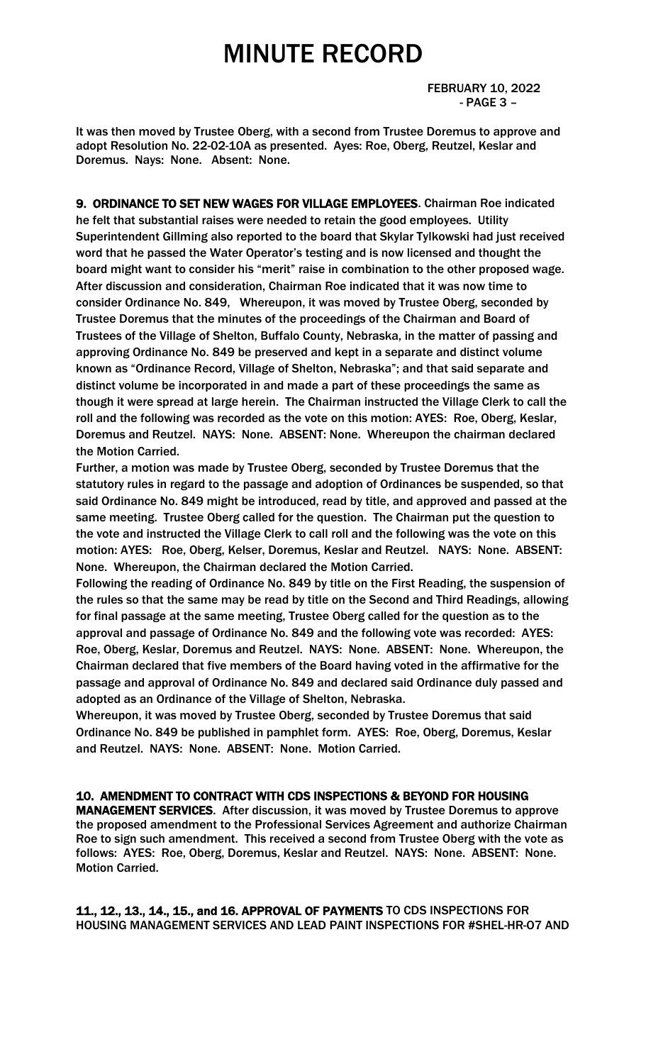It was then moved by Trustee Oberg, with a second from Trustee Doremus to approve and adopt Resolution No. 22-02-10A as presented. Ayes: Roe, Oberg, Reutzel, Keslar and Doremus. Nays: None. Absent: None.

**9. ORDINANCE TO SET NEW WAGES FOR VILLAGE EMPLOYEES**. Chairman Roe indicated he felt that substantial raises were needed to retain the good employees. Utility Superintendent Gillming also reported to the board that Skylar Tylkowski had just received word that he passed the Water Operator's testing and is now licensed and thought the board might want to consider his "merit" raise in combination to the other proposed wage. After discussion and consideration, Chairman Roe indicated that it was now time to consider Ordinance No. 849, Whereupon, it was moved by Trustee Oberg, seconded by Trustee Doremus that the minutes of the proceedings of the Chairman and Board of Trustees of the Village of Shelton, Buffalo County, Nebraska, in the matter of passing and approving Ordinance No. 849 be preserved and kept in a separate and distinct volume known as "Ordinance Record, Village of Shelton, Nebraska"; and that said separate and distinct volume be incorporated in and made a part of these proceedings the same as though it were spread at large herein. The Chairman instructed the Village Clerk to call the roll and the following was recorded as the vote on this motion: AYES: Roe, Oberg, Keslar, Doremus and Reutzel. NAYS: None. ABSENT: None. Whereupon the chairman declared the Motion Carried.

Further, a motion was made by Trustee Oberg, seconded by Trustee Doremus that the statutory rules in regard to the passage and adoption of Ordinances be suspended, so that said Ordinance No. 849 might be introduced, read by title, and approved and passed at the same meeting. Trustee Oberg called for the question. The Chairman put the question to the vote and instructed the Village Clerk to call roll and the following was the vote on this motion: AYES: Roe, Oberg, Kelser, Doremus, Keslar and Reutzel. NAYS: None. ABSENT: None. Whereupon, the Chairman declared the Motion Carried.

Following the reading of Ordinance No. 849 by title on the First Reading, the suspension of the rules so that the same may be read by title on the Second and Third Readings, allowing for final passage at the same meeting, Trustee Oberg called for the question as to the approval and passage of Ordinance No. 849 and the following vote was recorded: AYES: Roe, Oberg, Keslar, Doremus and Reutzel. NAYS: None. ABSENT: None. Whereupon, the Chairman declared that five members of the Board having voted in the affirmative for the passage and approval of Ordinance No. 849 and declared said Ordinance duly passed and adopted as an Ordinance of the Village of Shelton, Nebraska.

Whereupon, it was moved by Trustee Oberg, seconded by Trustee Doremus that said Ordinance No. 849 be published in pamphlet form. AYES: Roe, Oberg, Doremus, Keslar and Reutzel. NAYS: None. ABSENT: None. Motion Carried.

**10. AMENDMENT TO CONTRACT WITH CDS INSPECTIONS & BEYOND FOR HOUSING MANAGEMENT SERVICES**. After discussion, it was moved by Trustee Doremus to approve the proposed amendment to the Professional Services Agreement and authorize Chairman Roe to sign such amendment. This received a second from Trustee Oberg with the vote as follows: AYES: Roe, Oberg, Doremus, Keslar and Reutzel. NAYS: None. ABSENT: None. Motion Carried.

**11., 12., 13., 14., 15., and 16. APPROVAL OF PAYMENTS** TO CDS INSPECTIONS FOR HOUSING MANAGEMENT SERVICES AND LEAD PAINT INSPECTIONS FOR #SHEL-HR-07 AND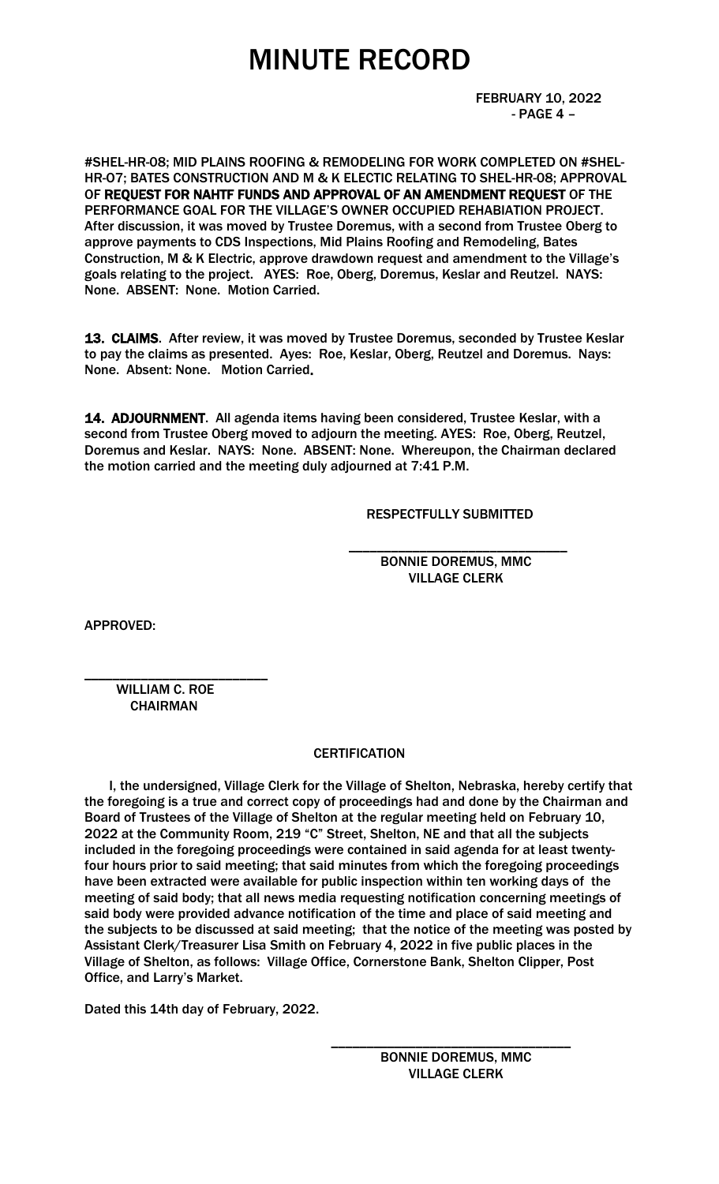#SHEL-HR-08; MID PLAINS ROOFING & REMODELING FOR WORK COMPLETED ON #SHEL-HR-07; BATES CONSTRUCTION AND M & K ELECTIC RELATING TO SHEL-HR-08; APPROVAL OF **REQUEST FOR NAHTF FUNDS AND APPROVAL OF AN AMENDMENT REQUEST** OF THE PERFORMANCE GOAL FOR THE VILLAGE'S OWNER OCCUPIED REHABIATION PROJECT. After discussion, it was moved by Trustee Doremus, with a second from Trustee Oberg to approve payments to CDS Inspections, Mid Plains Roofing and Remodeling, Bates Construction, M & K Electric, approve drawdown request and amendment to the Village's goals relating to the project. AYES: Roe, Oberg, Doremus, Keslar and Reutzel. NAYS: None. ABSENT: None. Motion Carried.

**13. CLAIMS**. After review, it was moved by Trustee Doremus, seconded by Trustee Keslar to pay the claims as presented. Ayes: Roe, Keslar, Oberg, Reutzel and Doremus. Nays: None. Absent: None. Motion Carried.

**14. ADJOURNMENT**. All agenda items having been considered, Trustee Keslar, with a second from Trustee Oberg moved to adjourn the meeting. AYES: Roe, Oberg, Reutzel, Doremus and Keslar. NAYS: None. ABSENT: None. Whereupon, the Chairman declared the motion carried and the meeting duly adjourned at 7:41 P.M.

RESPECTFULLY SUBMITTED

\_\_\_\_\_\_\_\_\_\_\_\_\_\_\_\_\_\_\_\_\_\_\_\_\_\_\_\_\_\_\_\_
BONNIE DOREMUS, MMC
VILLAGE CLERK

APPROVED:

\_\_\_\_\_\_\_\_\_\_\_\_\_\_\_\_\_\_\_\_\_\_\_\_\_\_
WILLIAM C. ROE
CHAIRMAN

## CERTIFICATION

I, the undersigned, Village Clerk for the Village of Shelton, Nebraska, hereby certify that the foregoing is a true and correct copy of proceedings had and done by the Chairman and Board of Trustees of the Village of Shelton at the regular meeting held on February 10, 2022 at the Community Room, 219 "C" Street, Shelton, NE and that all the subjects included in the foregoing proceedings were contained in said agenda for at least twenty-four hours prior to said meeting; that said minutes from which the foregoing proceedings have been extracted were available for public inspection within ten working days of the meeting of said body; that all news media requesting notification concerning meetings of said body were provided advance notification of the time and place of said meeting and the subjects to be discussed at said meeting; that the notice of the meeting was posted by Assistant Clerk/Treasurer Lisa Smith on February 4, 2022 in five public places in the Village of Shelton, as follows: Village Office, Cornerstone Bank, Shelton Clipper, Post Office, and Larry's Market.

Dated this 14th day of February, 2022.

\_\_\_\_\_\_\_\_\_\_\_\_\_\_\_\_\_\_\_\_\_\_\_\_\_\_\_\_\_\_\_\_\_\_
BONNIE DOREMUS, MMC
VILLAGE CLERK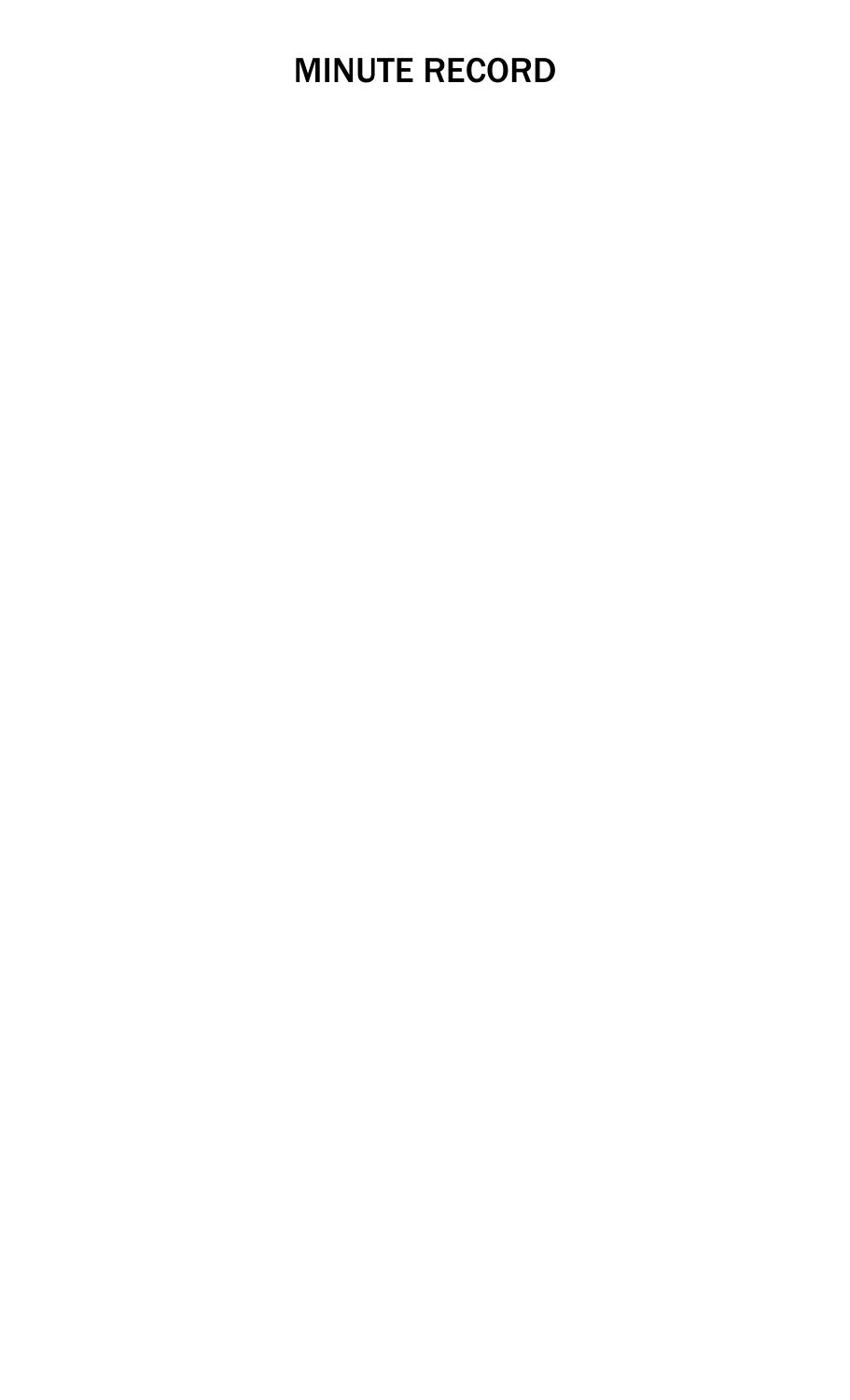# MINUTE RECORD